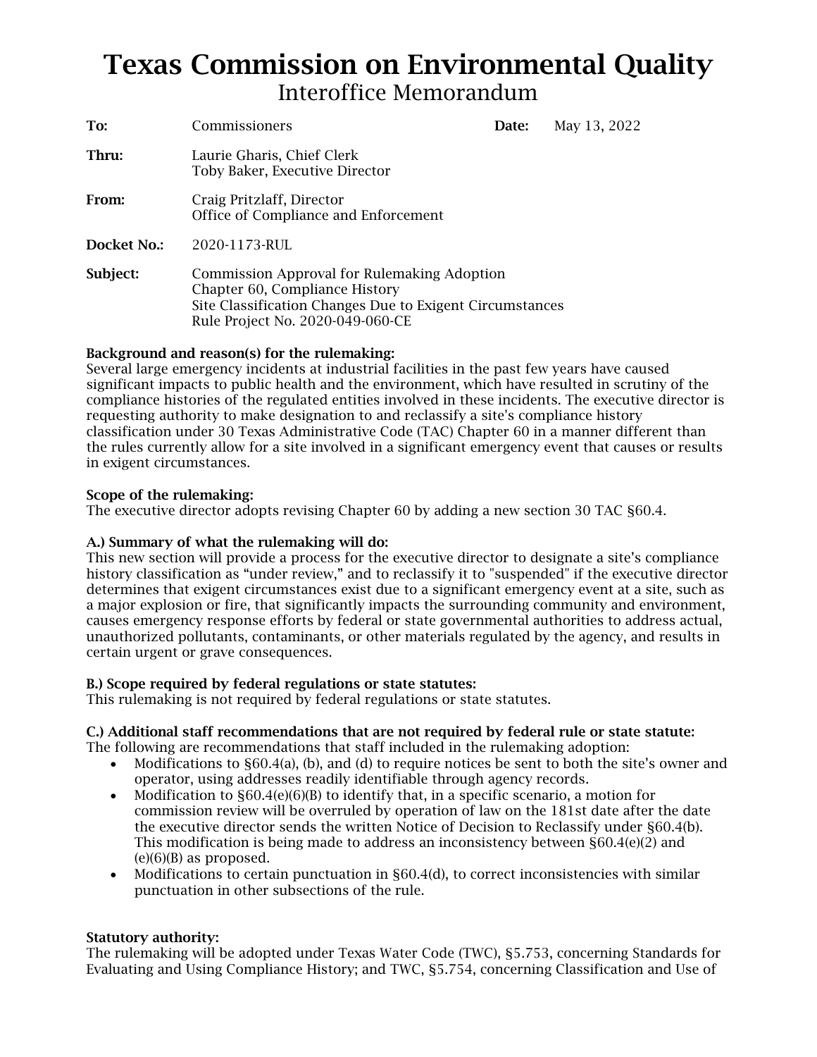# Texas Commission on Environmental Quality

## Interoffice Memorandum

| | | | |
|---|---|---|---|
| **To:** | Commissioners | **Date:** | May 13, 2022 |
| **Thru:** | Laurie Gharis, Chief Clerk<br>Toby Baker, Executive Director | | |
| **From:** | Craig Pritzlaff, Director<br>Office of Compliance and Enforcement | | |
| **Docket No.:** | 2020-1173-RUL | | |
| **Subject:** | Commission Approval for Rulemaking Adoption<br>Chapter 60, Compliance History<br>Site Classification Changes Due to Exigent Circumstances<br>Rule Project No. 2020-049-060-CE | | |

**Background and reason(s) for the rulemaking:**
Several large emergency incidents at industrial facilities in the past few years have caused significant impacts to public health and the environment, which have resulted in scrutiny of the compliance histories of the regulated entities involved in these incidents. The executive director is requesting authority to make designation to and reclassify a site's compliance history classification under 30 Texas Administrative Code (TAC) Chapter 60 in a manner different than the rules currently allow for a site involved in a significant emergency event that causes or results in exigent circumstances.

**Scope of the rulemaking:**
The executive director adopts revising Chapter 60 by adding a new section 30 TAC §60.4.

**A.) Summary of what the rulemaking will do:**
This new section will provide a process for the executive director to designate a site's compliance history classification as "under review," and to reclassify it to "suspended" if the executive director determines that exigent circumstances exist due to a significant emergency event at a site, such as a major explosion or fire, that significantly impacts the surrounding community and environment, causes emergency response efforts by federal or state governmental authorities to address actual, unauthorized pollutants, contaminants, or other materials regulated by the agency, and results in certain urgent or grave consequences.

**B.) Scope required by federal regulations or state statutes:**
This rulemaking is not required by federal regulations or state statutes.

**C.) Additional staff recommendations that are not required by federal rule or state statute:**
The following are recommendations that staff included in the rulemaking adoption:

- Modifications to §60.4(a), (b), and (d) to require notices be sent to both the site's owner and operator, using addresses readily identifiable through agency records.
- Modification to §60.4(e)(6)(B) to identify that, in a specific scenario, a motion for commission review will be overruled by operation of law on the 181st date after the date the executive director sends the written Notice of Decision to Reclassify under §60.4(b). This modification is being made to address an inconsistency between §60.4(e)(2) and (e)(6)(B) as proposed.
- Modifications to certain punctuation in §60.4(d), to correct inconsistencies with similar punctuation in other subsections of the rule.

**Statutory authority:**
The rulemaking will be adopted under Texas Water Code (TWC), §5.753, concerning Standards for Evaluating and Using Compliance History; and TWC, §5.754, concerning Classification and Use of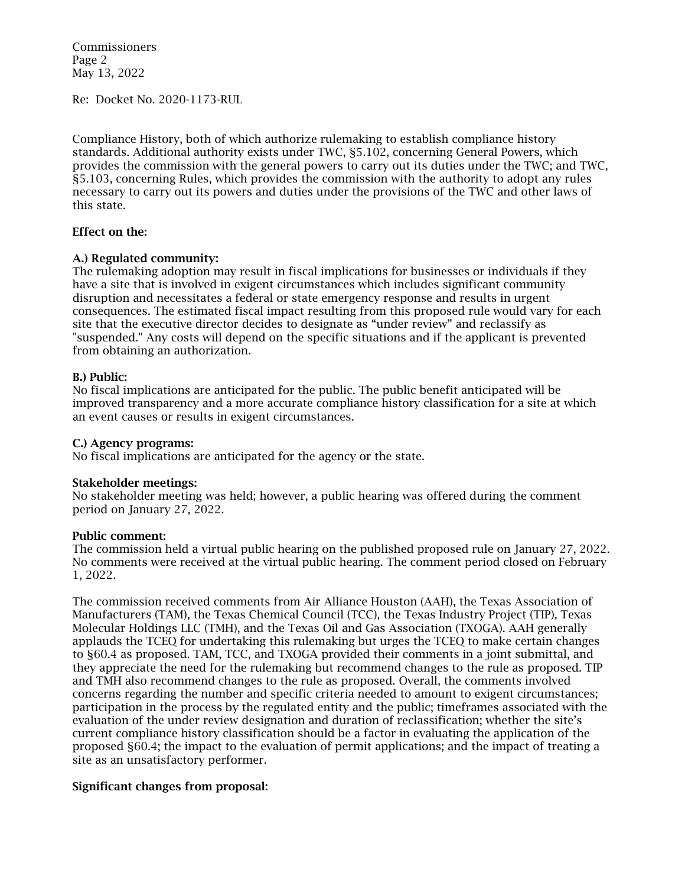Compliance History, both of which authorize rulemaking to establish compliance history standards. Additional authority exists under TWC, §5.102, concerning General Powers, which provides the commission with the general powers to carry out its duties under the TWC; and TWC, §5.103, concerning Rules, which provides the commission with the authority to adopt any rules necessary to carry out its powers and duties under the provisions of the TWC and other laws of this state.

**Effect on the:**

**A.) Regulated community:**
The rulemaking adoption may result in fiscal implications for businesses or individuals if they have a site that is involved in exigent circumstances which includes significant community disruption and necessitates a federal or state emergency response and results in urgent consequences. The estimated fiscal impact resulting from this proposed rule would vary for each site that the executive director decides to designate as "under review" and reclassify as "suspended." Any costs will depend on the specific situations and if the applicant is prevented from obtaining an authorization.

**B.) Public:**
No fiscal implications are anticipated for the public. The public benefit anticipated will be improved transparency and a more accurate compliance history classification for a site at which an event causes or results in exigent circumstances.

**C.) Agency programs:**
No fiscal implications are anticipated for the agency or the state.

**Stakeholder meetings:**
No stakeholder meeting was held; however, a public hearing was offered during the comment period on January 27, 2022.

**Public comment:**
The commission held a virtual public hearing on the published proposed rule on January 27, 2022. No comments were received at the virtual public hearing. The comment period closed on February 1, 2022.

The commission received comments from Air Alliance Houston (AAH), the Texas Association of Manufacturers (TAM), the Texas Chemical Council (TCC), the Texas Industry Project (TIP), Texas Molecular Holdings LLC (TMH), and the Texas Oil and Gas Association (TXOGA). AAH generally applauds the TCEQ for undertaking this rulemaking but urges the TCEQ to make certain changes to §60.4 as proposed. TAM, TCC, and TXOGA provided their comments in a joint submittal, and they appreciate the need for the rulemaking but recommend changes to the rule as proposed. TIP and TMH also recommend changes to the rule as proposed. Overall, the comments involved concerns regarding the number and specific criteria needed to amount to exigent circumstances; participation in the process by the regulated entity and the public; timeframes associated with the evaluation of the under review designation and duration of reclassification; whether the site's current compliance history classification should be a factor in evaluating the application of the proposed §60.4; the impact to the evaluation of permit applications; and the impact of treating a site as an unsatisfactory performer.

**Significant changes from proposal:**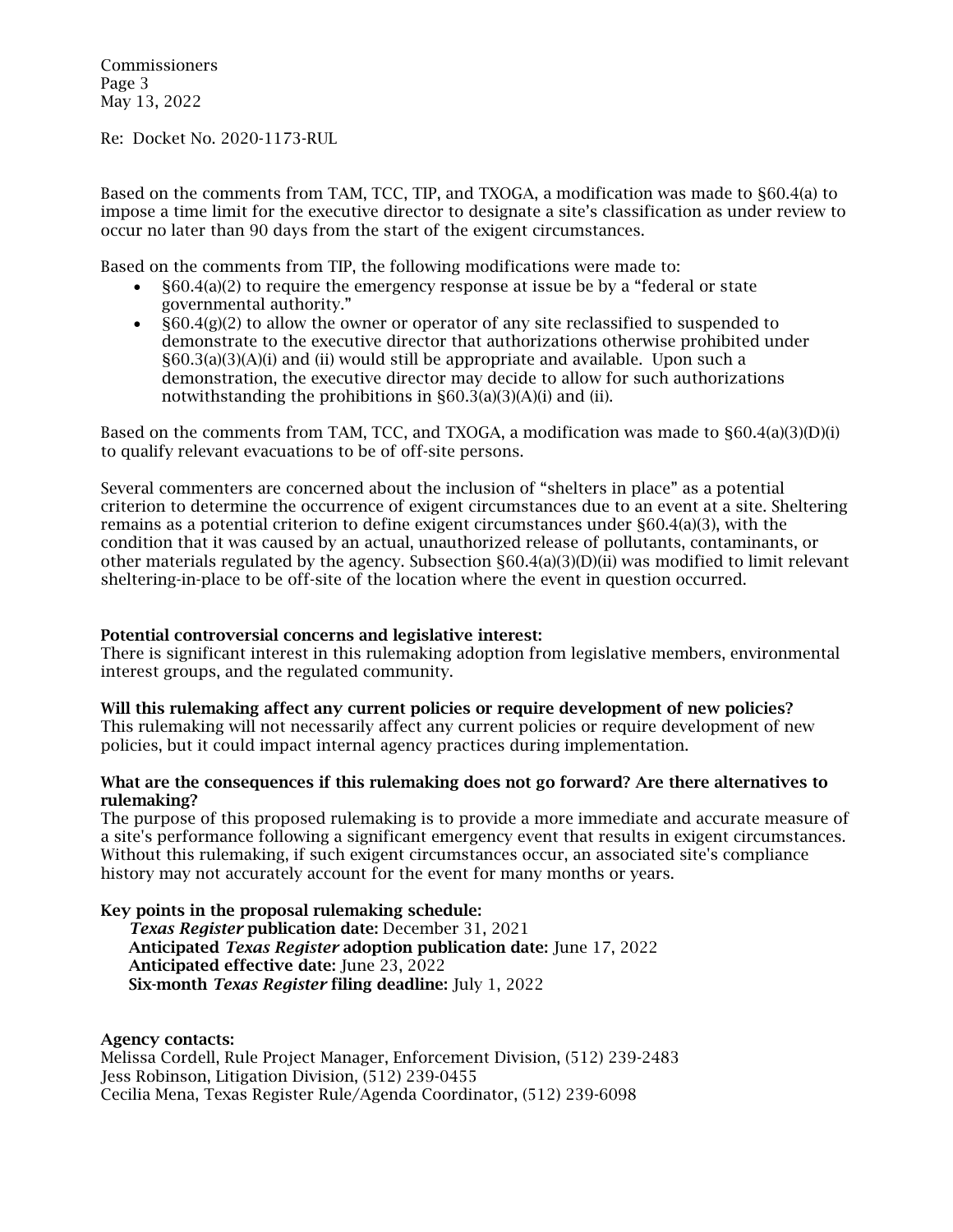Re: Docket No. 2020-1173-RUL

Based on the comments from TAM, TCC, TIP, and TXOGA, a modification was made to §60.4(a) to impose a time limit for the executive director to designate a site's classification as under review to occur no later than 90 days from the start of the exigent circumstances.

Based on the comments from TIP, the following modifications were made to:

- §60.4(a)(2) to require the emergency response at issue be by a "federal or state governmental authority."
- §60.4(g)(2) to allow the owner or operator of any site reclassified to suspended to demonstrate to the executive director that authorizations otherwise prohibited under §60.3(a)(3)(A)(i) and (ii) would still be appropriate and available. Upon such a demonstration, the executive director may decide to allow for such authorizations notwithstanding the prohibitions in §60.3(a)(3)(A)(i) and (ii).

Based on the comments from TAM, TCC, and TXOGA, a modification was made to §60.4(a)(3)(D)(i) to qualify relevant evacuations to be of off-site persons.

Several commenters are concerned about the inclusion of "shelters in place" as a potential criterion to determine the occurrence of exigent circumstances due to an event at a site. Sheltering remains as a potential criterion to define exigent circumstances under §60.4(a)(3), with the condition that it was caused by an actual, unauthorized release of pollutants, contaminants, or other materials regulated by the agency. Subsection §60.4(a)(3)(D)(ii) was modified to limit relevant sheltering-in-place to be off-site of the location where the event in question occurred.

**Potential controversial concerns and legislative interest:**
There is significant interest in this rulemaking adoption from legislative members, environmental interest groups, and the regulated community.

**Will this rulemaking affect any current policies or require development of new policies?**
This rulemaking will not necessarily affect any current policies or require development of new policies, but it could impact internal agency practices during implementation.

**What are the consequences if this rulemaking does not go forward? Are there alternatives to rulemaking?**
The purpose of this proposed rulemaking is to provide a more immediate and accurate measure of a site's performance following a significant emergency event that results in exigent circumstances. Without this rulemaking, if such exigent circumstances occur, an associated site's compliance history may not accurately account for the event for many months or years.

**Key points in the proposal rulemaking schedule:**

***Texas Register* publication date:** December 31, 2021
**Anticipated *Texas Register* adoption publication date:** June 17, 2022
**Anticipated effective date:** June 23, 2022
**Six-month *Texas Register* filing deadline:** July 1, 2022

**Agency contacts:**
Melissa Cordell, Rule Project Manager, Enforcement Division, (512) 239-2483
Jess Robinson, Litigation Division, (512) 239-0455
Cecilia Mena, Texas Register Rule/Agenda Coordinator, (512) 239-6098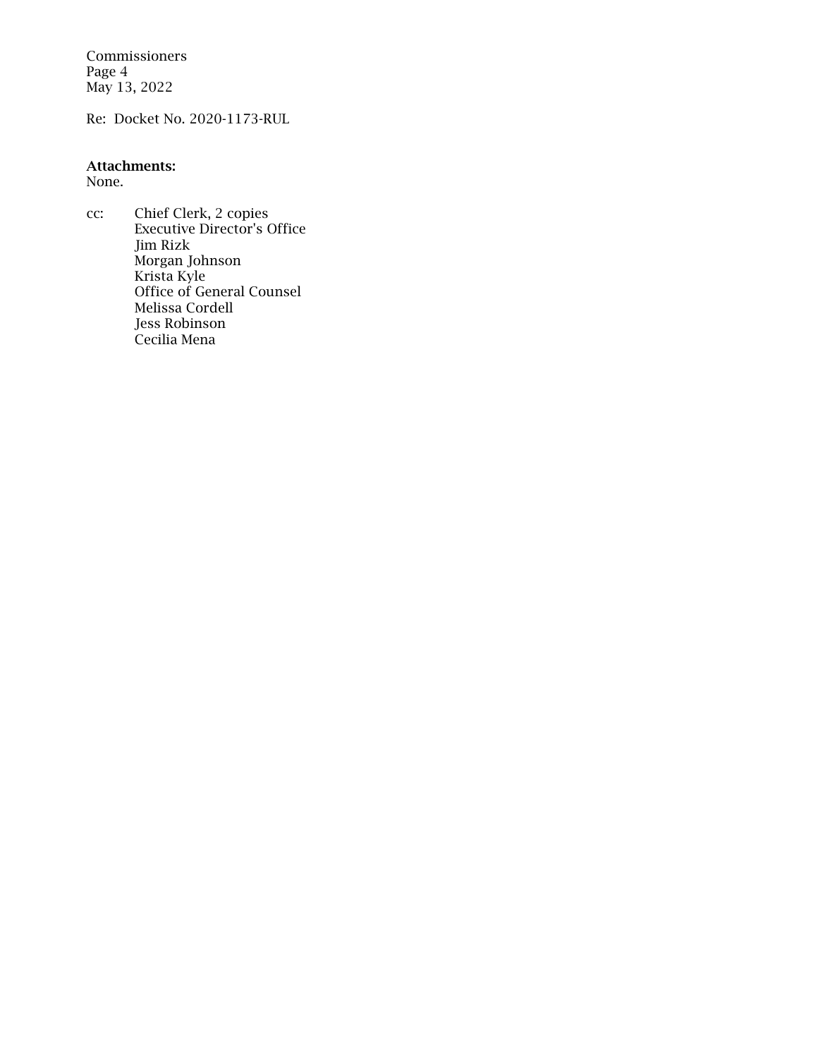Re: Docket No. 2020-1173-RUL

**Attachments:**
None.

cc: Chief Clerk, 2 copies
Executive Director's Office
Jim Rizk
Morgan Johnson
Krista Kyle
Office of General Counsel
Melissa Cordell
Jess Robinson
Cecilia Mena